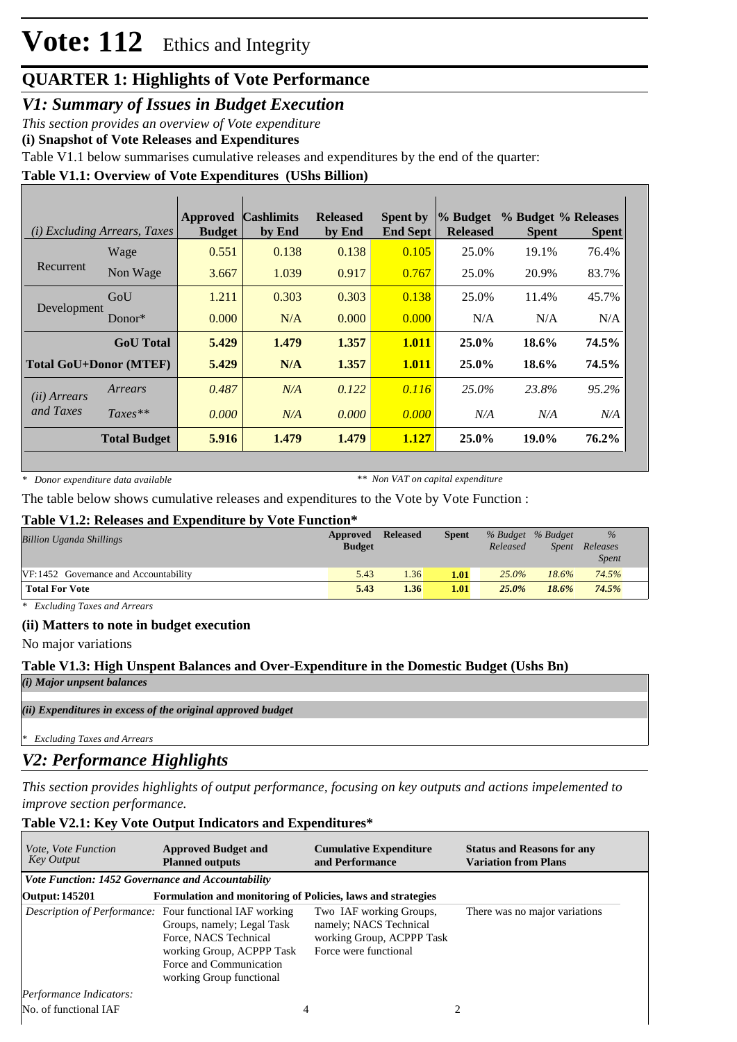# Vote: 112 Ethics and Integrity

## QUARTER 1: Highlights of Vote Performance

### *V1: Summary of Issues in Budget Execution*

*This section provides an overview of Vote expenditure*

**(i) Snapshot of Vote Releases and Expenditures**

Table V1.1 below summarises cumulative releases and expenditures by the end of the quarter:

**Table V1.1: Overview of Vote Expenditures (UShs Billion)**

| *(i) Excluding Arrears, Taxes* | | Approved Budget | Cashlimits by End | Released by End | Spent by End Sept | % Budget Released | % Budget Spent | % Releases Spent |
|---|---|---|---|---|---|---|---|---|
| Recurrent | Wage | 0.551 | 0.138 | 0.138 | 0.105 | 25.0% | 19.1% | 76.4% |
| | Non Wage | 3.667 | 1.039 | 0.917 | 0.767 | 25.0% | 20.9% | 83.7% |
| Development | GoU | 1.211 | 0.303 | 0.303 | 0.138 | 25.0% | 11.4% | 45.7% |
| | Donor* | 0.000 | N/A | 0.000 | 0.000 | N/A | N/A | N/A |
| | **GoU Total** | **5.429** | **1.479** | **1.357** | **1.011** | **25.0%** | **18.6%** | **74.5%** |
| **Total GoU+Donor (MTEF)** | | **5.429** | **N/A** | **1.357** | **1.011** | **25.0%** | **18.6%** | **74.5%** |
| *(ii) Arrears and Taxes* | *Arrears* | *0.487* | *N/A* | *0.122* | *0.116* | *25.0%* | *23.8%* | *95.2%* |
| | *Taxes*** | *0.000* | *N/A* | *0.000* | *0.000* | *N/A* | *N/A* | *N/A* |
| | **Total Budget** | **5.916** | **1.479** | **1.479** | **1.127** | **25.0%** | **19.0%** | **76.2%** |

*\* Donor expenditure data available* *\*\* Non VAT on capital expenditure*

The table below shows cumulative releases and expenditures to the Vote by Vote Function :

**Table V1.2: Releases and Expenditure by Vote Function***

| *Billion Uganda Shillings* | Approved Budget | Released | Spent | *% Budget Released* | *% Budget Spent* | *% Releases Spent* |
|---|---|---|---|---|---|---|
| VF:1452 Governance and Accountability | 5.43 | 1.36 | **1.01** | *25.0%* | *18.6%* | *74.5%* |
| **Total For Vote** | **5.43** | **1.36** | **1.01** | ***25.0%*** | ***18.6%*** | ***74.5%*** |

*\* Excluding Taxes and Arrears*

**(ii) Matters to note in budget execution**

No major variations

**Table V1.3: High Unspent Balances and Over-Expenditure in the Domestic Budget (Ushs Bn)**

***(i) Major unpsent balances***

***(ii) Expenditures in excess of the original approved budget***

*\* Excluding Taxes and Arrears*

### *V2: Performance Highlights*

*This section provides highlights of output performance, focusing on key outputs and actions impelemented to improve section performance.*

**Table V2.1: Key Vote Output Indicators and Expenditures***

| *Vote, Vote Function Key Output* | **Approved Budget and Planned outputs** | **Cumulative Expenditure and Performance** | **Status and Reasons for any Variation from Plans** |
|---|---|---|---|
| ***Vote Function: 1452 Governance and Accountability*** | | | |
| **Output: 145201** | **Formulation and monitoring of Policies, laws and strategies** | | |
| *Description of Performance:* | Four functional IAF working Groups, namely; Legal Task Force, NACS Technical working Group, ACPPP Task Force and Communication working Group functional | Two IAF working Groups, namely; NACS Technical working Group, ACPPP Task Force were functional | There was no major variations |
| *Performance Indicators:* | | | |
| No. of functional IAF | 4 | 2 | |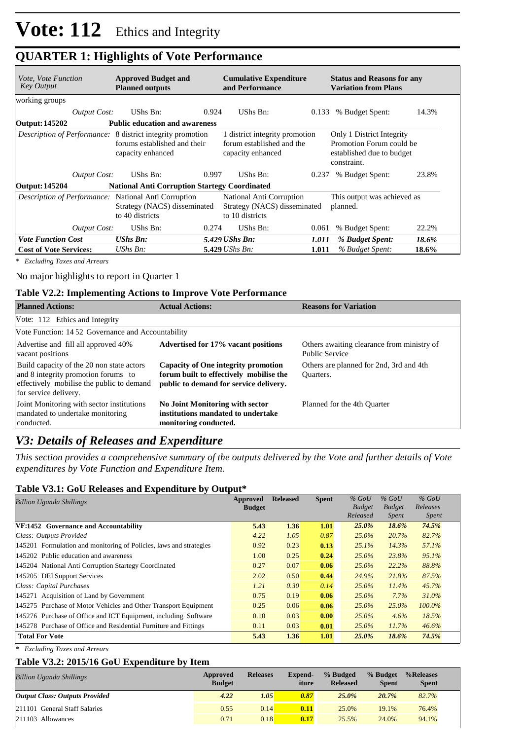# Vote: 112 Ethics and Integrity

## QUARTER 1: Highlights of Vote Performance

| *Vote, Vote Function Key Output* | **Approved Budget and Planned outputs** | | **Cumulative Expenditure and Performance** | | **Status and Reasons for any Variation from Plans** | |
|---|---|---|---|---|---|---|
| working groups | | | | | | |
| *Output Cost:* | UShs Bn: | 0.924 | UShs Bn: | 0.133 | % Budget Spent: | 14.3% |
| **Output: 145202** | **Public education and awareness** | | | | | |
| *Description of Performance:* | 8 district integrity promotion forums established and their capacity enhanced | | 1 district integrity promotion forum established and the capacity enhanced | | Only 1 District Integrity Promotion Forum could be established due to budget constraint. | |
| *Output Cost:* | UShs Bn: | 0.997 | UShs Bn: | 0.237 | % Budget Spent: | 23.8% |
| **Output: 145204** | **National Anti Corruption Startegy Coordinated** | | | | | |
| *Description of Performance:* | National Anti Corruption Strategy (NACS) disseminated to 40 districts | | National Anti Corruption Strategy (NACS) disseminated to 10 districts | | This output was achieved as planned. | |
| *Output Cost:* | UShs Bn: | 0.274 | UShs Bn: | 0.061 | % Budget Spent: | 22.2% |
| ***Vote Function Cost*** | ***UShs Bn:*** | ***5.429*** | ***UShs Bn:*** | ***1.011*** | ***% Budget Spent:*** | ***18.6%*** |
| **Cost of Vote Services:** | *UShs Bn:* | **5.429** | *UShs Bn:* | **1.011** | *% Budget Spent:* | **18.6%** |

*\* Excluding Taxes and Arrears*

No major highlights to report in Quarter 1

### Table V2.2: Implementing Actions to Improve Vote Performance

| **Planned Actions:** | **Actual Actions:** | **Reasons for Variation** |
|---|---|---|
| Vote: 112 Ethics and Integrity | | |
| Vote Function: 14 52 Governance and Accountability | | |
| Advertise and fill all approved 40% vacant positions | **Advertised for 17% vacant positions** | Others awaiting clearance from ministry of Public Service |
| Build capacity of the 20 non state actors and 8 integrity promotion forums to effectively mobilise the public to demand for service delivery. | **Capacity of One integrity promotion forum built to effectively mobilise the public to demand for service delivery.** | Others are planned for 2nd, 3rd and 4th Quarters. |
| Joint Monitoring with sector institutions mandated to undertake monitoring conducted. | **No Joint Monitoring with sector institutions mandated to undertake monitoring conducted.** | Planned for the 4th Quarter |

## *V3: Details of Releases and Expenditure*

*This section provides a comprehensive summary of the outputs delivered by the Vote and further details of Vote expenditures by Vote Function and Expenditure Item.*

### Table V3.1: GoU Releases and Expenditure by Output*

| *Billion Uganda Shillings* | **Approved Budget** | **Released** | **Spent** | *% GoU Budget Released* | *% GoU Budget Spent* | *% GoU Releases Spent* |
|---|---|---|---|---|---|---|
| **VF:1452 Governance and Accountability** | **5.43** | **1.36** | **1.01** | ***25.0%*** | ***18.6%*** | ***74.5%*** |
| *Class: Outputs Provided* | *4.22* | *1.05* | *0.87* | *25.0%* | *20.7%* | *82.7%* |
| 145201 Formulation and monitoring of Policies, laws and strategies | 0.92 | 0.23 | **0.13** | *25.1%* | *14.3%* | *57.1%* |
| 145202 Public education and awareness | 1.00 | 0.25 | **0.24** | *25.0%* | *23.8%* | *95.1%* |
| 145204 National Anti Corruption Startegy Coordinated | 0.27 | 0.07 | **0.06** | *25.0%* | *22.2%* | *88.8%* |
| 145205 DEI Support Services | 2.02 | 0.50 | **0.44** | *24.9%* | *21.8%* | *87.5%* |
| *Class: Capital Purchases* | *1.21* | *0.30* | *0.14* | *25.0%* | *11.4%* | *45.7%* |
| 145271 Acquisition of Land by Government | 0.75 | 0.19 | **0.06** | *25.0%* | *7.7%* | *31.0%* |
| 145275 Purchase of Motor Vehicles and Other Transport Equipment | 0.25 | 0.06 | **0.06** | *25.0%* | *25.0%* | *100.0%* |
| 145276 Purchase of Office and ICT Equipment, including Software | 0.10 | 0.03 | **0.00** | *25.0%* | *4.6%* | *18.5%* |
| 145278 Purchase of Office and Residential Furniture and Fittings | 0.11 | 0.03 | **0.01** | *25.0%* | *11.7%* | *46.6%* |
| **Total For Vote** | **5.43** | **1.36** | **1.01** | ***25.0%*** | ***18.6%*** | ***74.5%*** |

*\* Excluding Taxes and Arrears*

### Table V3.2: 2015/16 GoU Expenditure by Item

| *Billion Uganda Shillings* | **Approved Budget** | **Releases** | **Expend-iture** | **% Budged Released** | **% Budget Spent** | **%Releases Spent** |
|---|---|---|---|---|---|---|
| ***Output Class: Outputs Provided*** | ***4.22*** | ***1.05*** | ***0.87*** | ***25.0%*** | ***20.7%*** | ***82.7%*** |
| 211101 General Staff Salaries | 0.55 | 0.14 | **0.11** | 25.0% | 19.1% | 76.4% |
| 211103 Allowances | 0.71 | 0.18 | **0.17** | 25.5% | 24.0% | 94.1% |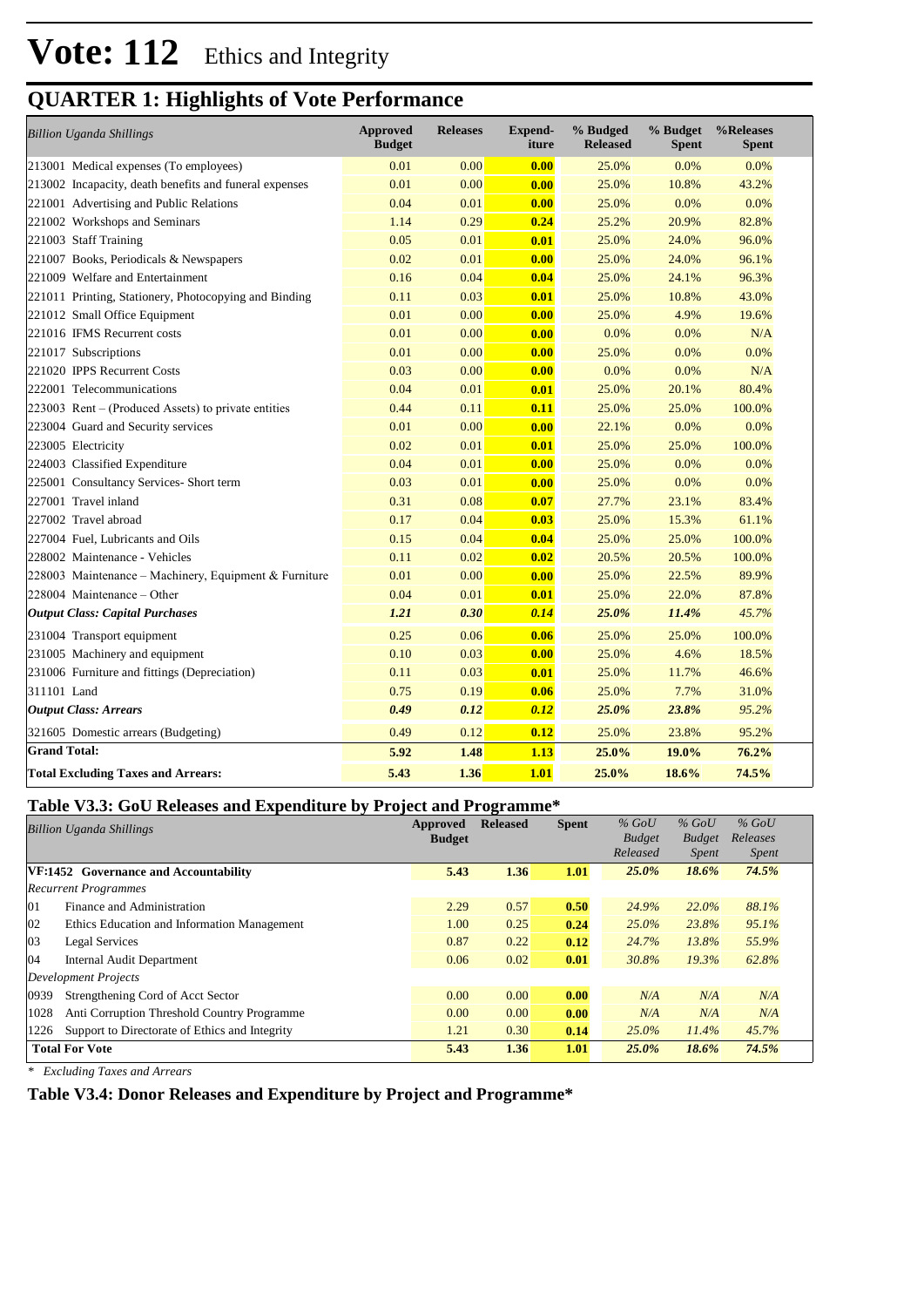# Vote: 112 Ethics and Integrity

## QUARTER 1: Highlights of Vote Performance

| Billion Uganda Shillings | Approved Budget | Releases | Expend-iture | % Budged Released | % Budget Spent | %Releases Spent |
|---|---|---|---|---|---|---|
| 213001 Medical expenses (To employees) | 0.01 | 0.00 | 0.00 | 25.0% | 0.0% | 0.0% |
| 213002 Incapacity, death benefits and funeral expenses | 0.01 | 0.00 | 0.00 | 25.0% | 10.8% | 43.2% |
| 221001 Advertising and Public Relations | 0.04 | 0.01 | 0.00 | 25.0% | 0.0% | 0.0% |
| 221002 Workshops and Seminars | 1.14 | 0.29 | 0.24 | 25.2% | 20.9% | 82.8% |
| 221003 Staff Training | 0.05 | 0.01 | 0.01 | 25.0% | 24.0% | 96.0% |
| 221007 Books, Periodicals & Newspapers | 0.02 | 0.01 | 0.00 | 25.0% | 24.0% | 96.1% |
| 221009 Welfare and Entertainment | 0.16 | 0.04 | 0.04 | 25.0% | 24.1% | 96.3% |
| 221011 Printing, Stationery, Photocopying and Binding | 0.11 | 0.03 | 0.01 | 25.0% | 10.8% | 43.0% |
| 221012 Small Office Equipment | 0.01 | 0.00 | 0.00 | 25.0% | 4.9% | 19.6% |
| 221016 IFMS Recurrent costs | 0.01 | 0.00 | 0.00 | 0.0% | 0.0% | N/A |
| 221017 Subscriptions | 0.01 | 0.00 | 0.00 | 25.0% | 0.0% | 0.0% |
| 221020 IPPS Recurrent Costs | 0.03 | 0.00 | 0.00 | 0.0% | 0.0% | N/A |
| 222001 Telecommunications | 0.04 | 0.01 | 0.01 | 25.0% | 20.1% | 80.4% |
| 223003 Rent – (Produced Assets) to private entities | 0.44 | 0.11 | 0.11 | 25.0% | 25.0% | 100.0% |
| 223004 Guard and Security services | 0.01 | 0.00 | 0.00 | 22.1% | 0.0% | 0.0% |
| 223005 Electricity | 0.02 | 0.01 | 0.01 | 25.0% | 25.0% | 100.0% |
| 224003 Classified Expenditure | 0.04 | 0.01 | 0.00 | 25.0% | 0.0% | 0.0% |
| 225001 Consultancy Services- Short term | 0.03 | 0.01 | 0.00 | 25.0% | 0.0% | 0.0% |
| 227001 Travel inland | 0.31 | 0.08 | 0.07 | 27.7% | 23.1% | 83.4% |
| 227002 Travel abroad | 0.17 | 0.04 | 0.03 | 25.0% | 15.3% | 61.1% |
| 227004 Fuel, Lubricants and Oils | 0.15 | 0.04 | 0.04 | 25.0% | 25.0% | 100.0% |
| 228002 Maintenance - Vehicles | 0.11 | 0.02 | 0.02 | 20.5% | 20.5% | 100.0% |
| 228003 Maintenance – Machinery, Equipment & Furniture | 0.01 | 0.00 | 0.00 | 25.0% | 22.5% | 89.9% |
| 228004 Maintenance – Other | 0.04 | 0.01 | 0.01 | 25.0% | 22.0% | 87.8% |
| ***Output Class: Capital Purchases*** | ***1.21*** | ***0.30*** | ***0.14*** | ***25.0%*** | ***11.4%*** | *45.7%* |
| 231004 Transport equipment | 0.25 | 0.06 | 0.06 | 25.0% | 25.0% | 100.0% |
| 231005 Machinery and equipment | 0.10 | 0.03 | 0.00 | 25.0% | 4.6% | 18.5% |
| 231006 Furniture and fittings (Depreciation) | 0.11 | 0.03 | 0.01 | 25.0% | 11.7% | 46.6% |
| 311101 Land | 0.75 | 0.19 | 0.06 | 25.0% | 7.7% | 31.0% |
| ***Output Class: Arrears*** | ***0.49*** | ***0.12*** | ***0.12*** | ***25.0%*** | ***23.8%*** | *95.2%* |
| 321605 Domestic arrears (Budgeting) | 0.49 | 0.12 | 0.12 | 25.0% | 23.8% | 95.2% |
| **Grand Total:** | **5.92** | **1.48** | **1.13** | **25.0%** | **19.0%** | **76.2%** |
| **Total Excluding Taxes and Arrears:** | **5.43** | **1.36** | **1.01** | **25.0%** | **18.6%** | **74.5%** |

## Table V3.3: GoU Releases and Expenditure by Project and Programme*

| | Billion Uganda Shillings | Approved Budget | Released | Spent | % GoU Budget Released | % GoU Budget Spent | % GoU Releases Spent |
|---|---|---|---|---|---|---|---|
| **VF:1452** | **Governance and Accountability** | **5.43** | **1.36** | **1.01** | ***25.0%*** | ***18.6%*** | ***74.5%*** |
| *Recurrent Programmes* | | | | | | | |
| 01 | Finance and Administration | 2.29 | 0.57 | 0.50 | *24.9%* | *22.0%* | *88.1%* |
| 02 | Ethics Education and Information Management | 1.00 | 0.25 | 0.24 | *25.0%* | *23.8%* | *95.1%* |
| 03 | Legal Services | 0.87 | 0.22 | 0.12 | *24.7%* | *13.8%* | *55.9%* |
| 04 | Internal Audit Department | 0.06 | 0.02 | 0.01 | *30.8%* | *19.3%* | *62.8%* |
| *Development Projects* | | | | | | | |
| 0939 | Strengthening Cord of Acct Sector | 0.00 | 0.00 | 0.00 | *N/A* | *N/A* | *N/A* |
| 1028 | Anti Corruption Threshold Country Programme | 0.00 | 0.00 | 0.00 | *N/A* | *N/A* | *N/A* |
| 1226 | Support to Directorate of Ethics and Integrity | 1.21 | 0.30 | 0.14 | *25.0%* | *11.4%* | *45.7%* |
| **Total For Vote** | | **5.43** | **1.36** | **1.01** | ***25.0%*** | ***18.6%*** | ***74.5%*** |

*\* Excluding Taxes and Arrears*

## Table V3.4: Donor Releases and Expenditure by Project and Programme*